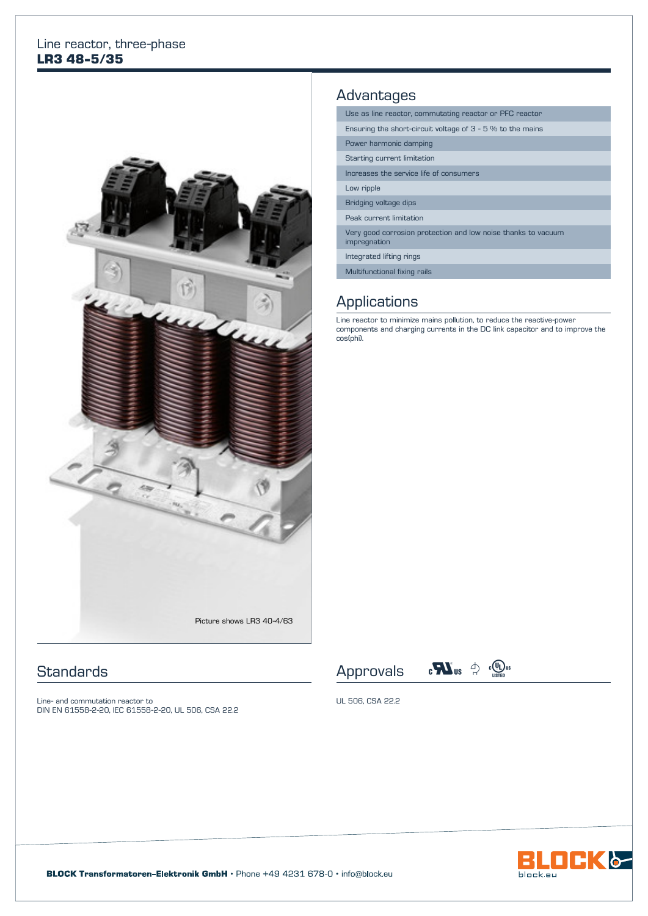Line reactor, three-phase

# LR3 48-5/35

Picture shows LR3 40-4/63

## Advantages

- Use as line reactor, commutating reactor or PFC reactor
- Ensuring the short-circuit voltage of 3 - 5 % to the mains
- Power harmonic damping
- Starting current limitation
- Increases the service life of consumers
- Low ripple
- Bridging voltage dips
- Peak current limitation
- Very good corrosion protection and low noise thanks to vacuum impregnation
- Integrated lifting rings
- Multifunctional fixing rails

## Applications

Line reactor to minimize mains pollution, to reduce the reactive-power components and charging currents in the DC link capacitor and to improve the cos(phi).

## Standards

Line- and commutation reactor to
DIN EN 61558-2-20, IEC 61558-2-20, UL 506, CSA 22.2

## Approvals

UL 506, CSA 22.2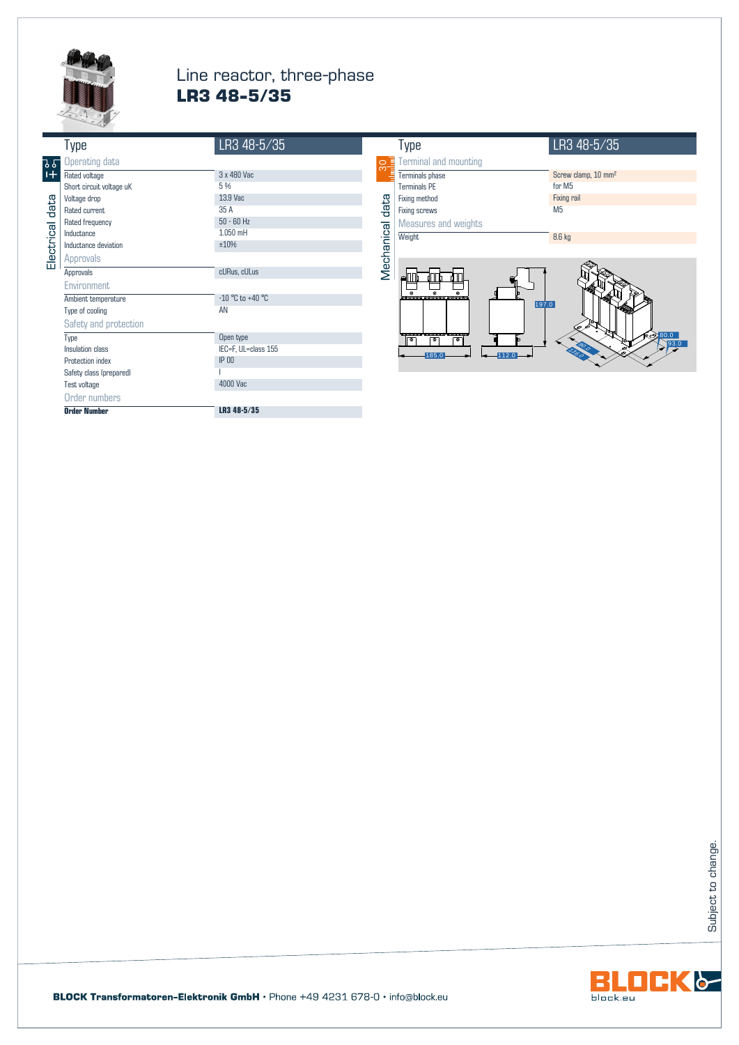# Line reactor, three-phase
## LRS 48-5/35

## Electrical data

| Type | LR3 48-5/35 |
|---|---|
| **Operating data** | |
| Rated voltage | 3 x 480 Vac |
| Short circuit voltage uK | 5 % |
| Voltage drop | 13.9 Vac |
| Rated current | 35 A |
| Rated frequency | 50 - 60 Hz |
| Inductance | 1.050 mH |
| Inductance deviation | ±10% |
| **Approvals** | |
| Approvals | cURus, cULus |
| **Environment** | |
| Ambient temperature | -10 °C to +40 °C |
| Type of cooling | AN |
| **Safety and protection** | |
| Type | Open type |
| Insulation class | IEC=F, UL=class 155 |
| Protection index | IP 00 |
| Safety class (prepared) | I |
| Test voltage | 4000 Vac |
| **Order numbers** | |
| **Order Number** | **LR3 48-5/35** |

## Mechanical data

| Type | LR3 48-5/35 |
|---|---|
| **Terminal and mounting** | |
| Terminals phase | Screw clamp, 10 mm² |
| Terminals PE | for M5 |
| Fixing method | Fixing rail |
| Fixing screws | M5 |
| **Measures and weights** | |
| Weight | 8.6 kg |

185.0
112.0
197.0
80.0
93.0
90.0
136.0

Subject to change.

**BLOCK Transformatoren-Elektronik GmbH** • Phone +49 4231 678-0 • info@block.eu

BLOCK
block.eu